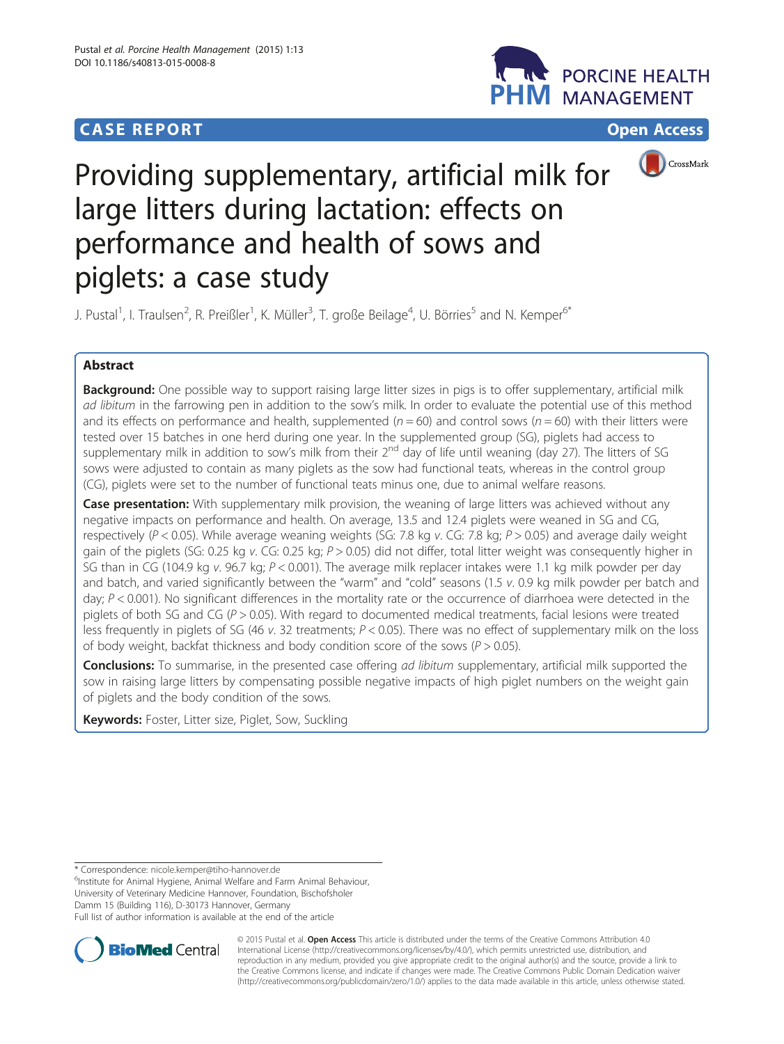CASE REPORT Open Access

# Providing supplementary, artificial milk for large litters during lactation: effects on performance and health of sows and piglets: a case study

J. Pustal[1], I. Traulsen[2], R. Preißler[1], K. Müller[3], T. große Beilage[4], U. Börries[5] and N. Kemper[6*]

## Abstract

**Background:** One possible way to support raising large litter sizes in pigs is to offer supplementary, artificial milk *ad libitum* in the farrowing pen in addition to the sow's milk. In order to evaluate the potential use of this method and its effects on performance and health, supplemented ($n = 60$) and control sows ($n = 60$) with their litters were tested over 15 batches in one herd during one year. In the supplemented group (SG), piglets had access to supplementary milk in addition to sow's milk from their 2[nd] day of life until weaning (day 27). The litters of SG sows were adjusted to contain as many piglets as the sow had functional teats, whereas in the control group (CG), piglets were set to the number of functional teats minus one, due to animal welfare reasons.

**Case presentation:** With supplementary milk provision, the weaning of large litters was achieved without any negative impacts on performance and health. On average, 13.5 and 12.4 piglets were weaned in SG and CG, respectively ($P < 0.05$). While average weaning weights (SG: 7.8 kg *v.* CG: 7.8 kg; $P > 0.05$) and average daily weight gain of the piglets (SG: 0.25 kg *v.* CG: 0.25 kg; $P > 0.05$) did not differ, total litter weight was consequently higher in SG than in CG (104.9 kg *v.* 96.7 kg; $P < 0.001$). The average milk replacer intakes were 1.1 kg milk powder per day and batch, and varied significantly between the "warm" and "cold" seasons (1.5 *v.* 0.9 kg milk powder per batch and day; $P < 0.001$). No significant differences in the mortality rate or the occurrence of diarrhoea were detected in the piglets of both SG and CG ($P > 0.05$). With regard to documented medical treatments, facial lesions were treated less frequently in piglets of SG (46 *v.* 32 treatments; $P < 0.05$). There was no effect of supplementary milk on the loss of body weight, backfat thickness and body condition score of the sows ($P > 0.05$).

**Conclusions:** To summarise, in the presented case offering *ad libitum* supplementary, artificial milk supported the sow in raising large litters by compensating possible negative impacts of high piglet numbers on the weight gain of piglets and the body condition of the sows.

**Keywords:** Foster, Litter size, Piglet, Sow, Suckling

\* Correspondence: nicole.kemper@tiho-hannover.de
[6]Institute for Animal Hygiene, Animal Welfare and Farm Animal Behaviour, University of Veterinary Medicine Hannover, Foundation, Bischofsholer Damm 15 (Building 116), D-30173 Hannover, Germany
Full list of author information is available at the end of the article

© 2015 Pustal et al. **Open Access** This article is distributed under the terms of the Creative Commons Attribution 4.0 International License (http://creativecommons.org/licenses/by/4.0/), which permits unrestricted use, distribution, and reproduction in any medium, provided you give appropriate credit to the original author(s) and the source, provide a link to the Creative Commons license, and indicate if changes were made. The Creative Commons Public Domain Dedication waiver (http://creativecommons.org/publicdomain/zero/1.0/) applies to the data made available in this article, unless otherwise stated.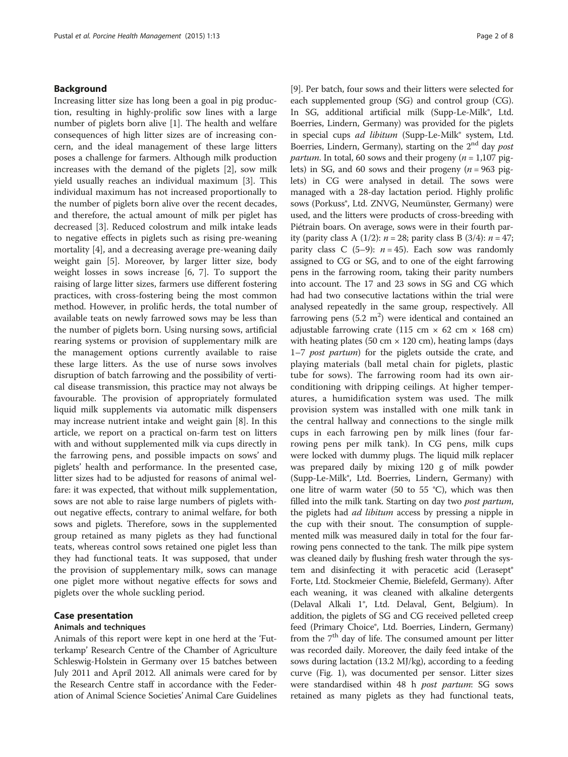## Background

Increasing litter size has long been a goal in pig production, resulting in highly-prolific sow lines with a large number of piglets born alive [1]. The health and welfare consequences of high litter sizes are of increasing concern, and the ideal management of these large litters poses a challenge for farmers. Although milk production increases with the demand of the piglets [2], sow milk yield usually reaches an individual maximum [3]. This individual maximum has not increased proportionally to the number of piglets born alive over the recent decades, and therefore, the actual amount of milk per piglet has decreased [3]. Reduced colostrum and milk intake leads to negative effects in piglets such as rising pre-weaning mortality [4], and a decreasing average pre-weaning daily weight gain [5]. Moreover, by larger litter size, body weight losses in sows increase [6, 7]. To support the raising of large litter sizes, farmers use different fostering practices, with cross-fostering being the most common method. However, in prolific herds, the total number of available teats on newly farrowed sows may be less than the number of piglets born. Using nursing sows, artificial rearing systems or provision of supplementary milk are the management options currently available to raise these large litters. As the use of nurse sows involves disruption of batch farrowing and the possibility of vertical disease transmission, this practice may not always be favourable. The provision of appropriately formulated liquid milk supplements via automatic milk dispensers may increase nutrient intake and weight gain [8]. In this article, we report on a practical on-farm test on litters with and without supplemented milk via cups directly in the farrowing pens, and possible impacts on sows' and piglets' health and performance. In the presented case, litter sizes had to be adjusted for reasons of animal welfare: it was expected, that without milk supplementation, sows are not able to raise large numbers of piglets without negative effects, contrary to animal welfare, for both sows and piglets. Therefore, sows in the supplemented group retained as many piglets as they had functional teats, whereas control sows retained one piglet less than they had functional teats. It was supposed, that under the provision of supplementary milk, sows can manage one piglet more without negative effects for sows and piglets over the whole suckling period.

## Case presentation

### Animals and techniques

Animals of this report were kept in one herd at the 'Futterkamp' Research Centre of the Chamber of Agriculture Schleswig-Holstein in Germany over 15 batches between July 2011 and April 2012. All animals were cared for by the Research Centre staff in accordance with the Federation of Animal Science Societies' Animal Care Guidelines [9]. Per batch, four sows and their litters were selected for each supplemented group (SG) and control group (CG). In SG, additional artificial milk (Supp-Le-Milk®, Ltd. Boerries, Lindern, Germany) was provided for the piglets in special cups *ad libitum* (Supp-Le-Milk® system, Ltd. Boerries, Lindern, Germany), starting on the 2[nd] day *post partum*. In total, 60 sows and their progeny ($n$ = 1,107 piglets) in SG, and 60 sows and their progeny ($n$ = 963 piglets) in CG were analysed in detail. The sows were managed with a 28-day lactation period. Highly prolific sows (Porkuss®, Ltd. ZNVG, Neumünster, Germany) were used, and the litters were products of cross-breeding with Piétrain boars. On average, sows were in their fourth parity (parity class A (1/2): $n$ = 28; parity class B (3/4): $n$ = 47; parity class C (5–9): $n$ = 45). Each sow was randomly assigned to CG or SG, and to one of the eight farrowing pens in the farrowing room, taking their parity numbers into account. The 17 and 23 sows in SG and CG which had had two consecutive lactations within the trial were analysed repeatedly in the same group, respectively. All farrowing pens (5.2 m$^2$) were identical and contained an adjustable farrowing crate (115 cm × 62 cm × 168 cm) with heating plates (50 cm × 120 cm), heating lamps (days 1–7 *post partum*) for the piglets outside the crate, and playing materials (ball metal chain for piglets, plastic tube for sows). The farrowing room had its own air-conditioning with dripping ceilings. At higher temperatures, a humidification system was used. The milk provision system was installed with one milk tank in the central hallway and connections to the single milk cups in each farrowing pen by milk lines (four farrowing pens per milk tank). In CG pens, milk cups were locked with dummy plugs. The liquid milk replacer was prepared daily by mixing 120 g of milk powder (Supp-Le-Milk®, Ltd. Boerries, Lindern, Germany) with one litre of warm water (50 to 55 °C), which was then filled into the milk tank. Starting on day two *post partum*, the piglets had *ad libitum* access by pressing a nipple in the cup with their snout. The consumption of supplemented milk was measured daily in total for the four farrowing pens connected to the tank. The milk pipe system was cleaned daily by flushing fresh water through the system and disinfecting it with peracetic acid (Lerasept® Forte, Ltd. Stockmeier Chemie, Bielefeld, Germany). After each weaning, it was cleaned with alkaline detergents (Delaval Alkali 1®, Ltd. Delaval, Gent, Belgium). In addition, the piglets of SG and CG received pelleted creep feed (Primary Choice®, Ltd. Boerries, Lindern, Germany) from the 7[th] day of life. The consumed amount per litter was recorded daily. Moreover, the daily feed intake of the sows during lactation (13.2 MJ/kg), according to a feeding curve (Fig. 1), was documented per sensor. Litter sizes were standardised within 48 h *post partum*: SG sows retained as many piglets as they had functional teats,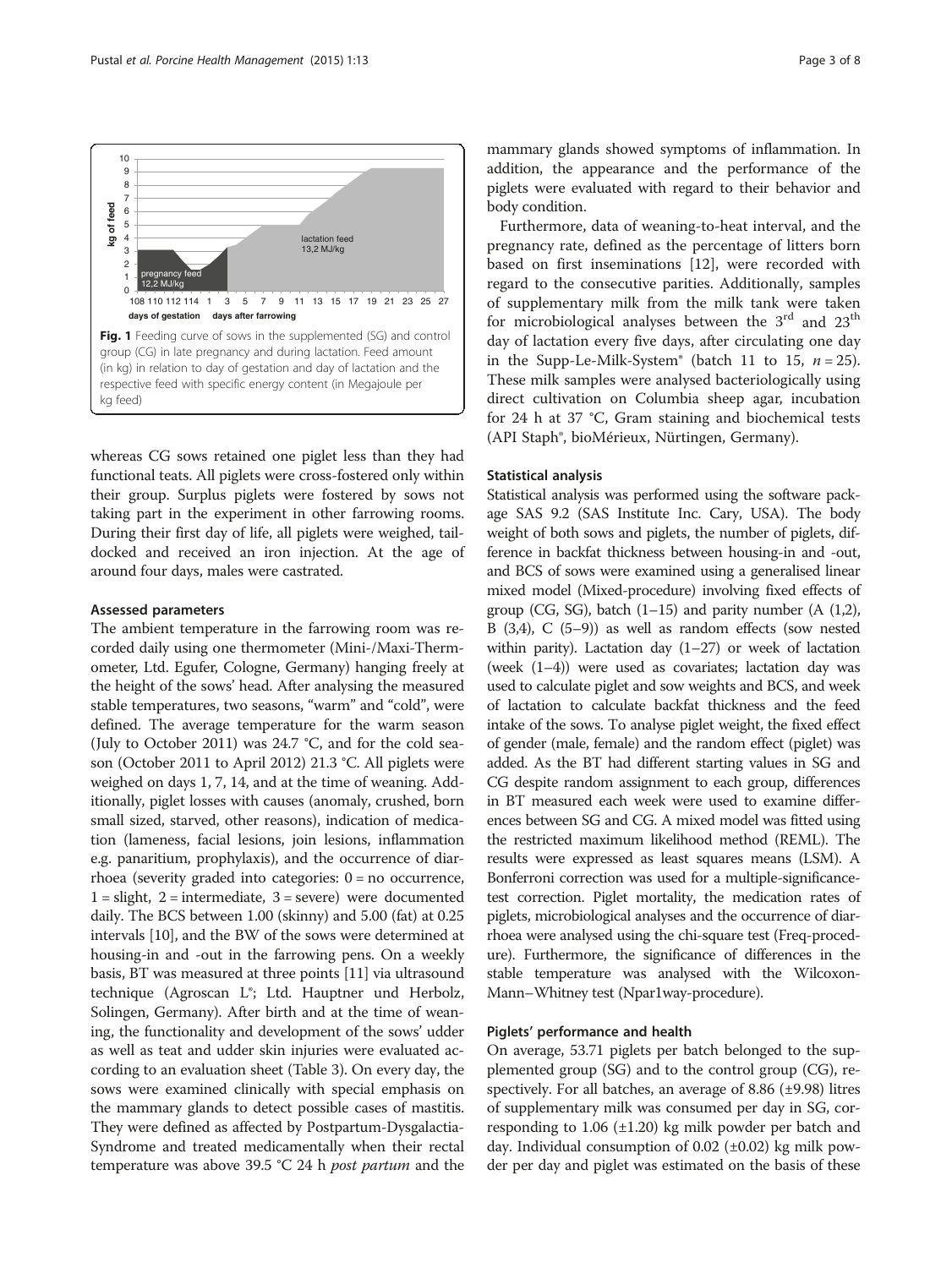Fig. 1 Feeding curve of sows in the supplemented (SG) and control group (CG) in late pregnancy and during lactation. Feed amount (in kg) in relation to day of gestation and day of lactation and the respective feed with specific energy content (in Megajoule per kg feed)

whereas CG sows retained one piglet less than they had functional teats. All piglets were cross-fostered only within their group. Surplus piglets were fostered by sows not taking part in the experiment in other farrowing rooms. During their first day of life, all piglets were weighed, tail-docked and received an iron injection. At the age of around four days, males were castrated.

### Assessed parameters

The ambient temperature in the farrowing room was recorded daily using one thermometer (Mini-/Maxi-Thermometer, Ltd. Egufer, Cologne, Germany) hanging freely at the height of the sows' head. After analysing the measured stable temperatures, two seasons, "warm" and "cold", were defined. The average temperature for the warm season (July to October 2011) was 24.7 °C, and for the cold season (October 2011 to April 2012) 21.3 °C. All piglets were weighed on days 1, 7, 14, and at the time of weaning. Additionally, piglet losses with causes (anomaly, crushed, born small sized, starved, other reasons), indication of medication (lameness, facial lesions, join lesions, inflammation e.g. panaritium, prophylaxis), and the occurrence of diarrhoea (severity graded into categories: 0 = no occurrence, 1 = slight, 2 = intermediate, 3 = severe) were documented daily. The BCS between 1.00 (skinny) and 5.00 (fat) at 0.25 intervals [10], and the BW of the sows were determined at housing-in and -out in the farrowing pens. On a weekly basis, BT was measured at three points [11] via ultrasound technique (Agroscan L®; Ltd. Hauptner und Herbolz, Solingen, Germany). After birth and at the time of weaning, the functionality and development of the sows' udder as well as teat and udder skin injuries were evaluated according to an evaluation sheet (Table 3). On every day, the sows were examined clinically with special emphasis on the mammary glands to detect possible cases of mastitis. They were defined as affected by Postpartum-Dysgalactia-Syndrome and treated medicamentally when their rectal temperature was above 39.5 °C 24 h *post partum* and the mammary glands showed symptoms of inflammation. In addition, the appearance and the performance of the piglets were evaluated with regard to their behavior and body condition.

Furthermore, data of weaning-to-heat interval, and the pregnancy rate, defined as the percentage of litters born based on first inseminations [12], were recorded with regard to the consecutive parities. Additionally, samples of supplementary milk from the milk tank were taken for microbiological analyses between the 3rd and 23th day of lactation every five days, after circulating one day in the Supp-Le-Milk-System® (batch 11 to 15, $n = 25$). These milk samples were analysed bacteriologically using direct cultivation on Columbia sheep agar, incubation for 24 h at 37 °C, Gram staining and biochemical tests (API Staph®, bioMérieux, Nürtingen, Germany).

### Statistical analysis

Statistical analysis was performed using the software package SAS 9.2 (SAS Institute Inc. Cary, USA). The body weight of both sows and piglets, the number of piglets, difference in backfat thickness between housing-in and -out, and BCS of sows were examined using a generalised linear mixed model (Mixed-procedure) involving fixed effects of group (CG, SG), batch (1–15) and parity number (A (1,2), B (3,4), C (5–9)) as well as random effects (sow nested within parity). Lactation day (1–27) or week of lactation (week (1–4)) were used as covariates; lactation day was used to calculate piglet and sow weights and BCS, and week of lactation to calculate backfat thickness and the feed intake of the sows. To analyse piglet weight, the fixed effect of gender (male, female) and the random effect (piglet) was added. As the BT had different starting values in SG and CG despite random assignment to each group, differences in BT measured each week were used to examine differences between SG and CG. A mixed model was fitted using the restricted maximum likelihood method (REML). The results were expressed as least squares means (LSM). A Bonferroni correction was used for a multiple-significance-test correction. Piglet mortality, the medication rates of piglets, microbiological analyses and the occurrence of diarrhoea were analysed using the chi-square test (Freq-procedure). Furthermore, the significance of differences in the stable temperature was analysed with the Wilcoxon-Mann–Whitney test (Npar1way-procedure).

### Piglets' performance and health

On average, 53.71 piglets per batch belonged to the supplemented group (SG) and to the control group (CG), respectively. For all batches, an average of 8.86 (±9.98) litres of supplementary milk was consumed per day in SG, corresponding to 1.06 (±1.20) kg milk powder per batch and day. Individual consumption of 0.02 (±0.02) kg milk powder per day and piglet was estimated on the basis of these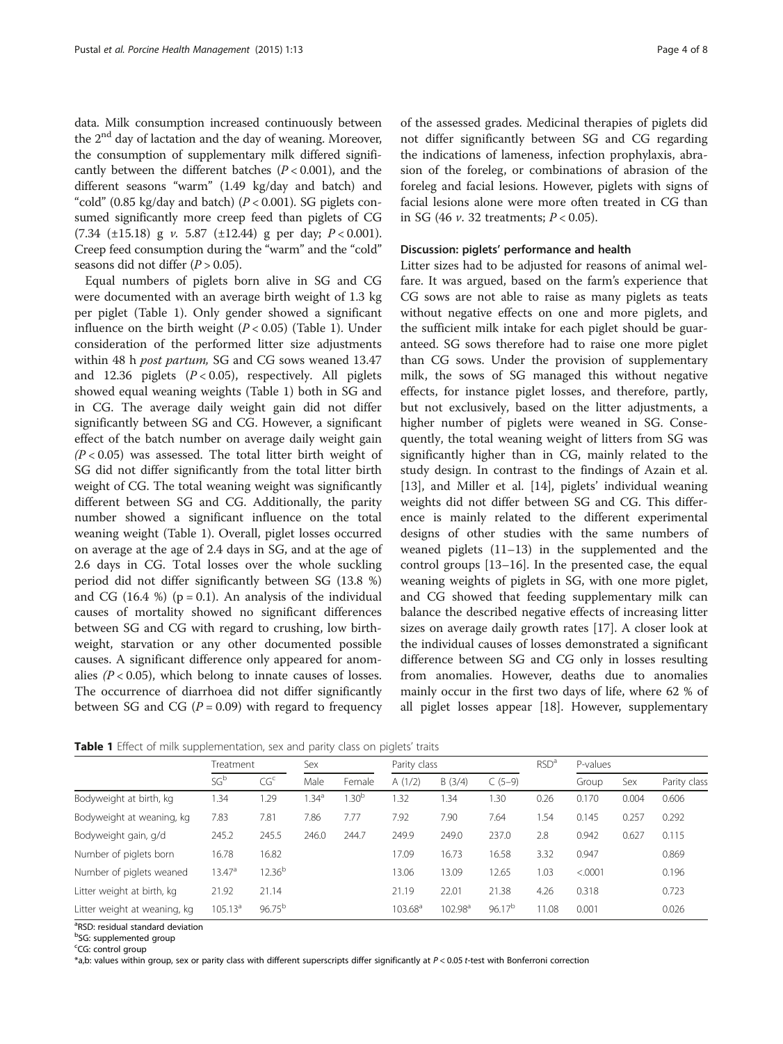data. Milk consumption increased continuously between the 2nd day of lactation and the day of weaning. Moreover, the consumption of supplementary milk differed significantly between the different batches ($P < 0.001$), and the different seasons "warm" (1.49 kg/day and batch) and "cold" (0.85 kg/day and batch) ($P < 0.001$). SG piglets consumed significantly more creep feed than piglets of CG (7.34 (±15.18) g *v.* 5.87 (±12.44) g per day; $P < 0.001$). Creep feed consumption during the "warm" and the "cold" seasons did not differ ($P > 0.05$).

Equal numbers of piglets born alive in SG and CG were documented with an average birth weight of 1.3 kg per piglet (Table 1). Only gender showed a significant influence on the birth weight ($P < 0.05$) (Table 1). Under consideration of the performed litter size adjustments within 48 h *post partum,* SG and CG sows weaned 13.47 and 12.36 piglets ($P < 0.05$), respectively. All piglets showed equal weaning weights (Table 1) both in SG and in CG. The average daily weight gain did not differ significantly between SG and CG. However, a significant effect of the batch number on average daily weight gain ($P < 0.05$) was assessed. The total litter birth weight of SG did not differ significantly from the total litter birth weight of CG. The total weaning weight was significantly different between SG and CG. Additionally, the parity number showed a significant influence on the total weaning weight (Table 1). Overall, piglet losses occurred on average at the age of 2.4 days in SG, and at the age of 2.6 days in CG. Total losses over the whole suckling period did not differ significantly between SG (13.8 %) and CG (16.4 %) ($p = 0.1$). An analysis of the individual causes of mortality showed no significant differences between SG and CG with regard to crushing, low birthweight, starvation or any other documented possible causes. A significant difference only appeared for anomalies ($P < 0.05$), which belong to innate causes of losses. The occurrence of diarrhoea did not differ significantly between SG and CG ($P = 0.09$) with regard to frequency of the assessed grades. Medicinal therapies of piglets did not differ significantly between SG and CG regarding the indications of lameness, infection prophylaxis, abrasion of the foreleg, or combinations of abrasion of the foreleg and facial lesions. However, piglets with signs of facial lesions alone were more often treated in CG than in SG (46 *v.* 32 treatments; $P < 0.05$).

## Discussion: piglets' performance and health

Litter sizes had to be adjusted for reasons of animal welfare. It was argued, based on the farm's experience that CG sows are not able to raise as many piglets as teats without negative effects on one and more piglets, and the sufficient milk intake for each piglet should be guaranteed. SG sows therefore had to raise one more piglet than CG sows. Under the provision of supplementary milk, the sows of SG managed this without negative effects, for instance piglet losses, and therefore, partly, but not exclusively, based on the litter adjustments, a higher number of piglets were weaned in SG. Consequently, the total weaning weight of litters from SG was significantly higher than in CG, mainly related to the study design. In contrast to the findings of Azain et al. [13], and Miller et al. [14], piglets' individual weaning weights did not differ between SG and CG. This difference is mainly related to the different experimental designs of other studies with the same numbers of weaned piglets (11–13) in the supplemented and the control groups [13–16]. In the presented case, the equal weaning weights of piglets in SG, with one more piglet, and CG showed that feeding supplementary milk can balance the described negative effects of increasing litter sizes on average daily growth rates [17]. A closer look at the individual causes of losses demonstrated a significant difference between SG and CG only in losses resulting from anomalies. However, deaths due to anomalies mainly occur in the first two days of life, where 62 % of all piglet losses appear [18]. However, supplementary

**Table 1** Effect of milk supplementation, sex and parity class on piglets' traits

| | Treatment | | Sex | | Parity class | | | RSD[a] | P-values | | |
|---|---|---|---|---|---|---|---|---|---|---|---|
| | SG[b] | CG[c] | Male | Female | A (1/2) | B (3/4) | C (5–9) | | Group | Sex | Parity class |
| Bodyweight at birth, kg | 1.34 | 1.29 | 1.34[a] | 1.30[b] | 1.32 | 1.34 | 1.30 | 0.26 | 0.170 | 0.004 | 0.606 |
| Bodyweight at weaning, kg | 7.83 | 7.81 | 7.86 | 7.77 | 7.92 | 7.90 | 7.64 | 1.54 | 0.145 | 0.257 | 0.292 |
| Bodyweight gain, g/d | 245.2 | 245.5 | 246.0 | 244.7 | 249.9 | 249.0 | 237.0 | 2.8 | 0.942 | 0.627 | 0.115 |
| Number of piglets born | 16.78 | 16.82 | | | 17.09 | 16.73 | 16.58 | 3.32 | 0.947 | | 0.869 |
| Number of piglets weaned | 13.47[a] | 12.36[b] | | | 13.06 | 13.09 | 12.65 | 1.03 | <.0001 | | 0.196 |
| Litter weight at birth, kg | 21.92 | 21.14 | | | 21.19 | 22.01 | 21.38 | 4.26 | 0.318 | | 0.723 |
| Litter weight at weaning, kg | 105.13[a] | 96.75[b] | | | 103.68[a] | 102.98[a] | 96.17[b] | 11.08 | 0.001 | | 0.026 |

[a]RSD: residual standard deviation
[b]SG: supplemented group
[c]CG: control group
*a,b: values within group, sex or parity class with different superscripts differ significantly at $P < 0.05$ *t*-test with Bonferroni correction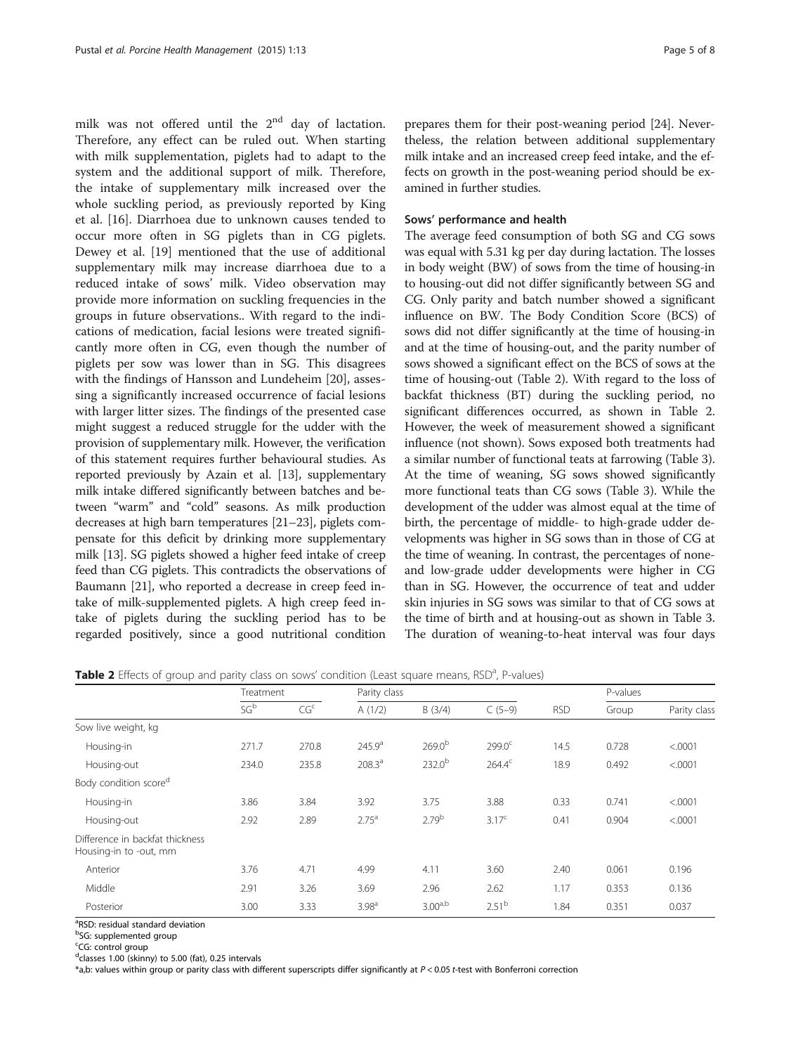milk was not offered until the 2nd day of lactation. Therefore, any effect can be ruled out. When starting with milk supplementation, piglets had to adapt to the system and the additional support of milk. Therefore, the intake of supplementary milk increased over the whole suckling period, as previously reported by King et al. [16]. Diarrhoea due to unknown causes tended to occur more often in SG piglets than in CG piglets. Dewey et al. [19] mentioned that the use of additional supplementary milk may increase diarrhoea due to a reduced intake of sows' milk. Video observation may provide more information on suckling frequencies in the groups in future observations.. With regard to the indications of medication, facial lesions were treated significantly more often in CG, even though the number of piglets per sow was lower than in SG. This disagrees with the findings of Hansson and Lundeheim [20], assessing a significantly increased occurrence of facial lesions with larger litter sizes. The findings of the presented case might suggest a reduced struggle for the udder with the provision of supplementary milk. However, the verification of this statement requires further behavioural studies. As reported previously by Azain et al. [13], supplementary milk intake differed significantly between batches and between "warm" and "cold" seasons. As milk production decreases at high barn temperatures [21–23], piglets compensate for this deficit by drinking more supplementary milk [13]. SG piglets showed a higher feed intake of creep feed than CG piglets. This contradicts the observations of Baumann [21], who reported a decrease in creep feed intake of milk-supplemented piglets. A high creep feed intake of piglets during the suckling period has to be regarded positively, since a good nutritional condition prepares them for their post-weaning period [24]. Nevertheless, the relation between additional supplementary milk intake and an increased creep feed intake, and the effects on growth in the post-weaning period should be examined in further studies.

### Sows' performance and health

The average feed consumption of both SG and CG sows was equal with 5.31 kg per day during lactation. The losses in body weight (BW) of sows from the time of housing-in to housing-out did not differ significantly between SG and CG. Only parity and batch number showed a significant influence on BW. The Body Condition Score (BCS) of sows did not differ significantly at the time of housing-in and at the time of housing-out, and the parity number of sows showed a significant effect on the BCS of sows at the time of housing-out (Table 2). With regard to the loss of backfat thickness (BT) during the suckling period, no significant differences occurred, as shown in Table 2. However, the week of measurement showed a significant influence (not shown). Sows exposed both treatments had a similar number of functional teats at farrowing (Table 3). At the time of weaning, SG sows showed significantly more functional teats than CG sows (Table 3). While the development of the udder was almost equal at the time of birth, the percentage of middle- to high-grade udder developments was higher in SG sows than in those of CG at the time of weaning. In contrast, the percentages of none- and low-grade udder developments were higher in CG than in SG. However, the occurrence of teat and udder skin injuries in SG sows was similar to that of CG sows at the time of birth and at housing-out as shown in Table 3. The duration of weaning-to-heat interval was four days

**Table 2** Effects of group and parity class on sows' condition (Least square means, RSD[a], P-values)

| | Treatment | | Parity class | | | | P-values | |
|---|---|---|---|---|---|---|---|---|
| | SG[b] | CG[c] | A (1/2) | B (3/4) | C (5–9) | RSD | Group | Parity class |
| Sow live weight, kg | | | | | | | | |
| Housing-in | 271.7 | 270.8 | 245.9[a] | 269.0[b] | 299.0[c] | 14.5 | 0.728 | <.0001 |
| Housing-out | 234.0 | 235.8 | 208.3[a] | 232.0[b] | 264.4[c] | 18.9 | 0.492 | <.0001 |
| Body condition score[d] | | | | | | | | |
| Housing-in | 3.86 | 3.84 | 3.92 | 3.75 | 3.88 | 0.33 | 0.741 | <.0001 |
| Housing-out | 2.92 | 2.89 | 2.75[a] | 2.79[b] | 3.17[c] | 0.41 | 0.904 | <.0001 |
| Difference in backfat thickness Housing-in to -out, mm | | | | | | | | |
| Anterior | 3.76 | 4.71 | 4.99 | 4.11 | 3.60 | 2.40 | 0.061 | 0.196 |
| Middle | 2.91 | 3.26 | 3.69 | 2.96 | 2.62 | 1.17 | 0.353 | 0.136 |
| Posterior | 3.00 | 3.33 | 3.98[a] | 3.00[a,b] | 2.51[b] | 1.84 | 0.351 | 0.037 |

[a]RSD: residual standard deviation
[b]SG: supplemented group
[c]CG: control group
[d]classes 1.00 (skinny) to 5.00 (fat), 0.25 intervals
*a,b: values within group or parity class with different superscripts differ significantly at $P < 0.05$ *t*-test with Bonferroni correction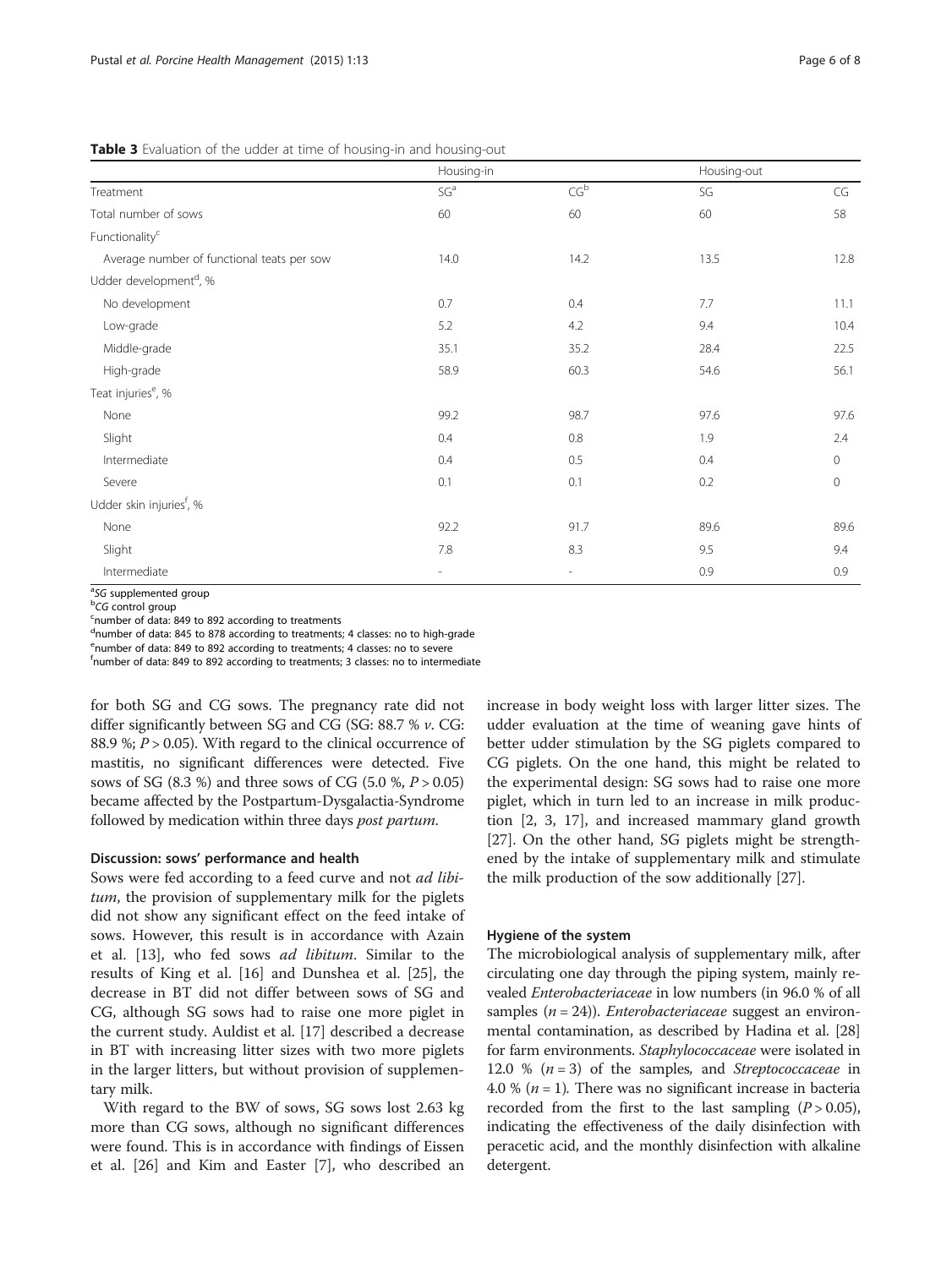**Table 3** Evaluation of the udder at time of housing-in and housing-out

| | Housing-in | | Housing-out | |
|---|---|---|---|---|
| Treatment | SG[a] | CG[b] | SG | CG |
| Total number of sows | 60 | 60 | 60 | 58 |
| Functionality[c] | | | | |
| Average number of functional teats per sow | 14.0 | 14.2 | 13.5 | 12.8 |
| Udder development[d], % | | | | |
| No development | 0.7 | 0.4 | 7.7 | 11.1 |
| Low-grade | 5.2 | 4.2 | 9.4 | 10.4 |
| Middle-grade | 35.1 | 35.2 | 28.4 | 22.5 |
| High-grade | 58.9 | 60.3 | 54.6 | 56.1 |
| Teat injuries[e], % | | | | |
| None | 99.2 | 98.7 | 97.6 | 97.6 |
| Slight | 0.4 | 0.8 | 1.9 | 2.4 |
| Intermediate | 0.4 | 0.5 | 0.4 | 0 |
| Severe | 0.1 | 0.1 | 0.2 | 0 |
| Udder skin injuries[f], % | | | | |
| None | 92.2 | 91.7 | 89.6 | 89.6 |
| Slight | 7.8 | 8.3 | 9.5 | 9.4 |
| Intermediate | - | - | 0.9 | 0.9 |

[a] *SG* supplemented group
[b] *CG* control group
[c] number of data: 849 to 892 according to treatments
[d] number of data: 845 to 878 according to treatments; 4 classes: no to high-grade
[e] number of data: 849 to 892 according to treatments; 4 classes: no to severe
[f] number of data: 849 to 892 according to treatments; 3 classes: no to intermediate

for both SG and CG sows. The pregnancy rate did not differ significantly between SG and CG (SG: 88.7 % *v*. CG: 88.9 %; $P > 0.05$). With regard to the clinical occurrence of mastitis, no significant differences were detected. Five sows of SG (8.3 %) and three sows of CG (5.0 %, $P > 0.05$) became affected by the Postpartum-Dysgalactia-Syndrome followed by medication within three days *post partum*.

## Discussion: sows' performance and health

Sows were fed according to a feed curve and not *ad libitum*, the provision of supplementary milk for the piglets did not show any significant effect on the feed intake of sows. However, this result is in accordance with Azain et al. [13], who fed sows *ad libitum*. Similar to the results of King et al. [16] and Dunshea et al. [25], the decrease in BT did not differ between sows of SG and CG, although SG sows had to raise one more piglet in the current study. Auldist et al. [17] described a decrease in BT with increasing litter sizes with two more piglets in the larger litters, but without provision of supplementary milk.

With regard to the BW of sows, SG sows lost 2.63 kg more than CG sows, although no significant differences were found. This is in accordance with findings of Eissen et al. [26] and Kim and Easter [7], who described an increase in body weight loss with larger litter sizes. The udder evaluation at the time of weaning gave hints of better udder stimulation by the SG piglets compared to CG piglets. On the one hand, this might be related to the experimental design: SG sows had to raise one more piglet, which in turn led to an increase in milk production [2, 3, 17], and increased mammary gland growth [27]. On the other hand, SG piglets might be strengthened by the intake of supplementary milk and stimulate the milk production of the sow additionally [27].

## Hygiene of the system

The microbiological analysis of supplementary milk, after circulating one day through the piping system, mainly revealed *Enterobacteriaceae* in low numbers (in 96.0 % of all samples ($n = 24$)). *Enterobacteriaceae* suggest an environmental contamination, as described by Hadina et al. [28] for farm environments. *Staphylococcaceae* were isolated in 12.0 % ($n = 3$) of the samples, and *Streptococcaceae* in 4.0 % ($n = 1$). There was no significant increase in bacteria recorded from the first to the last sampling ($P > 0.05$), indicating the effectiveness of the daily disinfection with peracetic acid, and the monthly disinfection with alkaline detergent.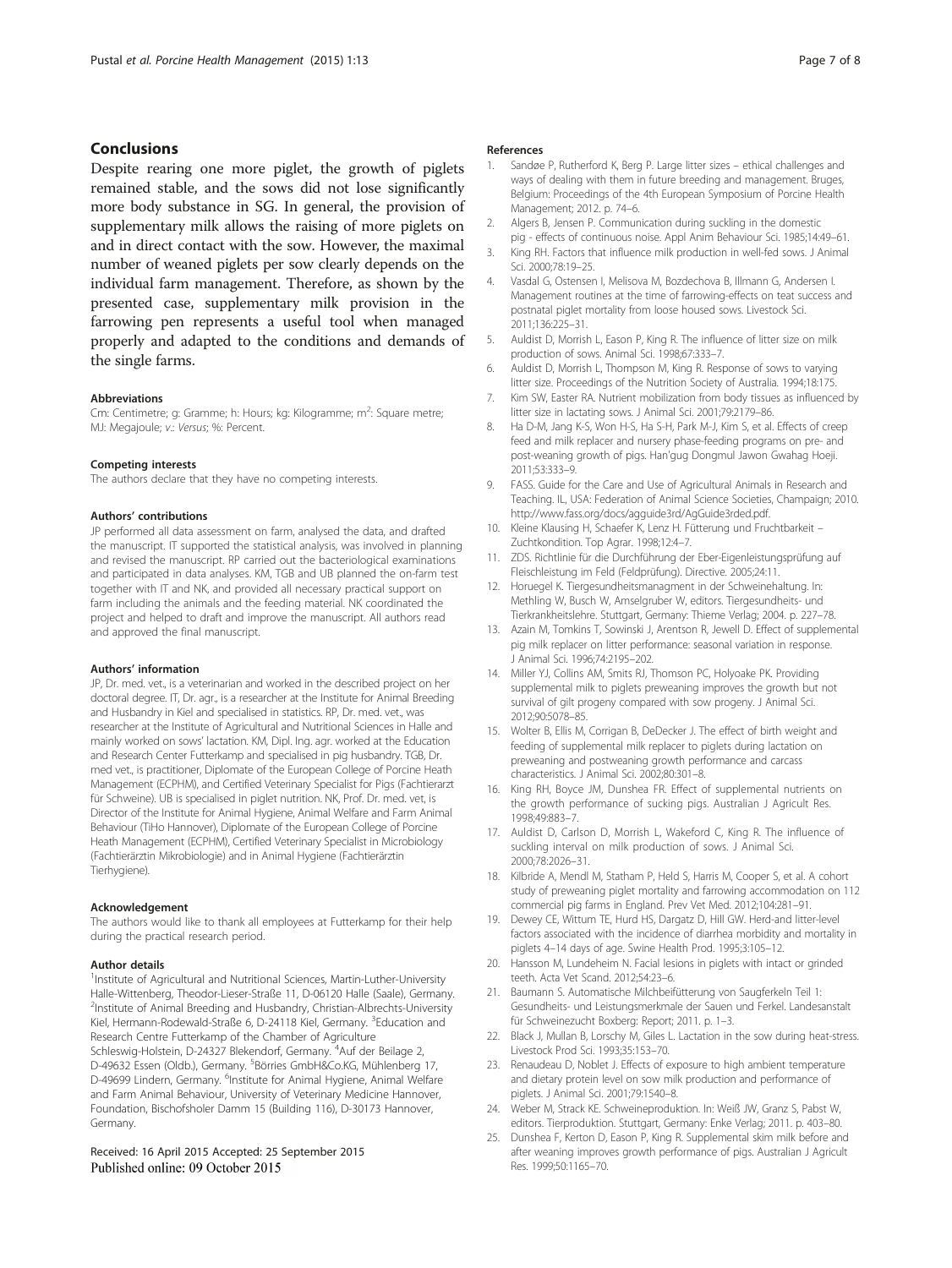## Conclusions

Despite rearing one more piglet, the growth of piglets remained stable, and the sows did not lose significantly more body substance in SG. In general, the provision of supplementary milk allows the raising of more piglets on and in direct contact with the sow. However, the maximal number of weaned piglets per sow clearly depends on the individual farm management. Therefore, as shown by the presented case, supplementary milk provision in the farrowing pen represents a useful tool when managed properly and adapted to the conditions and demands of the single farms.

#### Abbreviations

Cm: Centimetre; g: Gramme; h: Hours; kg: Kilogramme; $m^2$: Square metre; MJ: Megajoule; *v.*: *Versus*; %: Percent.

#### Competing interests

The authors declare that they have no competing interests.

#### Authors' contributions

JP performed all data assessment on farm, analysed the data, and drafted the manuscript. IT supported the statistical analysis, was involved in planning and revised the manuscript. RP carried out the bacteriological examinations and participated in data analyses. KM, TGB and UB planned the on-farm test together with IT and NK, and provided all necessary practical support on farm including the animals and the feeding material. NK coordinated the project and helped to draft and improve the manuscript. All authors read and approved the final manuscript.

#### Authors' information

JP, Dr. med. vet., is a veterinarian and worked in the described project on her doctoral degree. IT, Dr. agr., is a researcher at the Institute for Animal Breeding and Husbandry in Kiel and specialised in statistics. RP, Dr. med. vet., was researcher at the Institute of Agricultural and Nutritional Sciences in Halle and mainly worked on sows' lactation. KM, Dipl. Ing. agr. worked at the Education and Research Center Futterkamp and specialised in pig husbandry. TGB, Dr. med vet., is practitioner, Diplomate of the European College of Porcine Heath Management (ECPHM), and Certified Veterinary Specialist for Pigs (Fachtierarzt für Schweine). UB is specialised in piglet nutrition. NK, Prof. Dr. med. vet, is Director of the Institute for Animal Hygiene, Animal Welfare and Farm Animal Behaviour (TiHo Hannover), Diplomate of the European College of Porcine Heath Management (ECPHM), Certified Veterinary Specialist in Microbiology (Fachtierärztin Mikrobiologie) and in Animal Hygiene (Fachtierärztin Tierhygiene).

#### Acknowledgement

The authors would like to thank all employees at Futterkamp for their help during the practical research period.

#### Author details

[1]Institute of Agricultural and Nutritional Sciences, Martin-Luther-University Halle-Wittenberg, Theodor-Lieser-Straße 11, D-06120 Halle (Saale), Germany. [2]Institute of Animal Breeding and Husbandry, Christian-Albrechts-University Kiel, Hermann-Rodewald-Straße 6, D-24118 Kiel, Germany. [3]Education and Research Centre Futterkamp of the Chamber of Agriculture Schleswig-Holstein, D-24327 Blekendorf, Germany. [4]Auf der Beilage 2, D-49632 Essen (Oldb.), Germany. [5]Börries GmbH&Co.KG, Mühlenberg 17, D-49699 Lindern, Germany. [6]Institute for Animal Hygiene, Animal Welfare and Farm Animal Behaviour, University of Veterinary Medicine Hannover, Foundation, Bischofsholer Damm 15 (Building 116), D-30173 Hannover, Germany.

Received: 16 April 2015 Accepted: 25 September 2015
Published online: 09 October 2015

#### References

1. Sandøe P, Rutherford K, Berg P. Large litter sizes – ethical challenges and ways of dealing with them in future breeding and management. Bruges, Belgium: Proceedings of the 4th European Symposium of Porcine Health Management; 2012. p. 74–6.
2. Algers B, Jensen P. Communication during suckling in the domestic pig - effects of continuous noise. Appl Anim Behaviour Sci. 1985;14:49–61.
3. King RH. Factors that influence milk production in well-fed sows. J Animal Sci. 2000;78:19–25.
4. Vasdal G, Ostensen I, Melisova M, Bozdechova B, Illmann G, Andersen I. Management routines at the time of farrowing-effects on teat success and postnatal piglet mortality from loose housed sows. Livestock Sci. 2011;136:225–31.
5. Auldist D, Morrish L, Eason P, King R. The influence of litter size on milk production of sows. Animal Sci. 1998;67:333–7.
6. Auldist D, Morrish L, Thompson M, King R. Response of sows to varying litter size. Proceedings of the Nutrition Society of Australia. 1994;18:175.
7. Kim SW, Easter RA. Nutrient mobilization from body tissues as influenced by litter size in lactating sows. J Animal Sci. 2001;79:2179–86.
8. Ha D-M, Jang K-S, Won H-S, Ha S-H, Park M-J, Kim S, et al. Effects of creep feed and milk replacer and nursery phase-feeding programs on pre- and post-weaning growth of pigs. Han'gug Dongmul Jawon Gwahag Hoeji. 2011;53:333–9.
9. FASS. Guide for the Care and Use of Agricultural Animals in Research and Teaching. IL, USA: Federation of Animal Science Societies, Champaign; 2010. http://www.fass.org/docs/agguide3rd/AgGuide3rded.pdf.
10. Kleine Klausing H, Schaefer K, Lenz H. Fütterung und Fruchtbarkeit – Zuchtkondition. Top Agrar. 1998;12:4–7.
11. ZDS. Richtlinie für die Durchführung der Eber-Eigenleistungsprüfung auf Fleischleistung im Feld (Feldprüfung). Directive. 2005;24:11.
12. Horuegel K. Tiergesundheitsmanagment in der Schweinehaltung. In: Methling W, Busch W, Amselgruber W, editors. Tiergesundheits- und Tierkrankheitslehre. Stuttgart, Germany: Thieme Verlag; 2004. p. 227–78.
13. Azain M, Tomkins T, Sowinski J, Arentson R, Jewell D. Effect of supplemental pig milk replacer on litter performance: seasonal variation in response. J Animal Sci. 1996;74:2195–202.
14. Miller YJ, Collins AM, Smits RJ, Thomson PC, Holyoake PK. Providing supplemental milk to piglets preweaning improves the growth but not survival of gilt progeny compared with sow progeny. J Animal Sci. 2012;90:5078–85.
15. Wolter B, Ellis M, Corrigan B, DeDecker J. The effect of birth weight and feeding of supplemental milk replacer to piglets during lactation on preweaning and postweaning growth performance and carcass characteristics. J Animal Sci. 2002;80:301–8.
16. King RH, Boyce JM, Dunshea FR. Effect of supplemental nutrients on the growth performance of sucking pigs. Australian J Agricult Res. 1998;49:883–7.
17. Auldist D, Carlson D, Morrish L, Wakeford C, King R. The influence of suckling interval on milk production of sows. J Animal Sci. 2000;78:2026–31.
18. Kilbride A, Mendl M, Statham P, Held S, Harris M, Cooper S, et al. A cohort study of preweaning piglet mortality and farrowing accommodation on 112 commercial pig farms in England. Prev Vet Med. 2012;104:281–91.
19. Dewey CE, Wittum TE, Hurd HS, Dargatz D, Hill GW. Herd-and litter-level factors associated with the incidence of diarrhea morbidity and mortality in piglets 4–14 days of age. Swine Health Prod. 1995;3:105–12.
20. Hansson M, Lundeheim N. Facial lesions in piglets with intact or grinded teeth. Acta Vet Scand. 2012;54:23–6.
21. Baumann S. Automatische Milchbeifütterung von Saugferkeln Teil 1: Gesundheits- und Leistungsmerkmale der Sauen und Ferkel. Landesanstalt für Schweinezucht Boxberg: Report; 2011. p. 1–3.
22. Black J, Mullan B, Lorschy M, Giles L. Lactation in the sow during heat-stress. Livestock Prod Sci. 1993;35:153–70.
23. Renaudeau D, Noblet J. Effects of exposure to high ambient temperature and dietary protein level on sow milk production and performance of piglets. J Animal Sci. 2001;79:1540–8.
24. Weber M, Strack KE. Schweineproduktion. In: Weiß JW, Granz S, Pabst W, editors. Tierproduktion. Stuttgart, Germany: Enke Verlag; 2011. p. 403–80.
25. Dunshea F, Kerton D, Eason P, King R. Supplemental skim milk before and after weaning improves growth performance of pigs. Australian J Agricult Res. 1999;50:1165–70.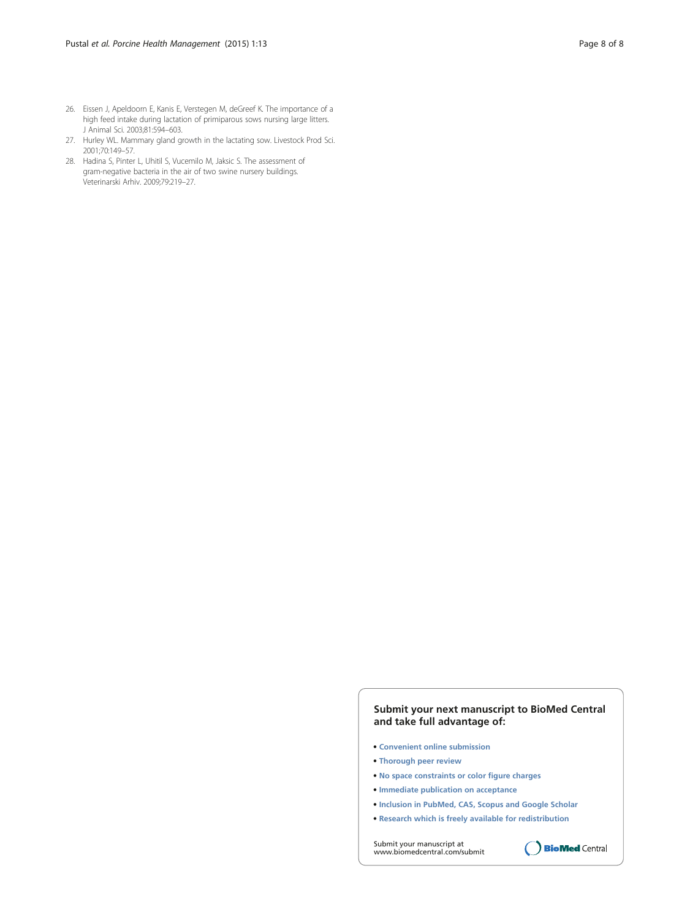26. Eissen J, Apeldoorn E, Kanis E, Verstegen M, deGreef K. The importance of a high feed intake during lactation of primiparous sows nursing large litters. J Animal Sci. 2003;81:594–603.
27. Hurley WL. Mammary gland growth in the lactating sow. Livestock Prod Sci. 2001;70:149–57.
28. Hadina S, Pinter L, Uhitil S, Vucemilo M, Jaksic S. The assessment of gram-negative bacteria in the air of two swine nursery buildings. Veterinarski Arhiv. 2009;79:219–27.

**Submit your next manuscript to BioMed Central and take full advantage of:**

- **Convenient online submission**
- **Thorough peer review**
- **No space constraints or color figure charges**
- **Immediate publication on acceptance**
- **Inclusion in PubMed, CAS, Scopus and Google Scholar**
- **Research which is freely available for redistribution**

Submit your manuscript at
www.biomedcentral.com/submit

BioMed Central